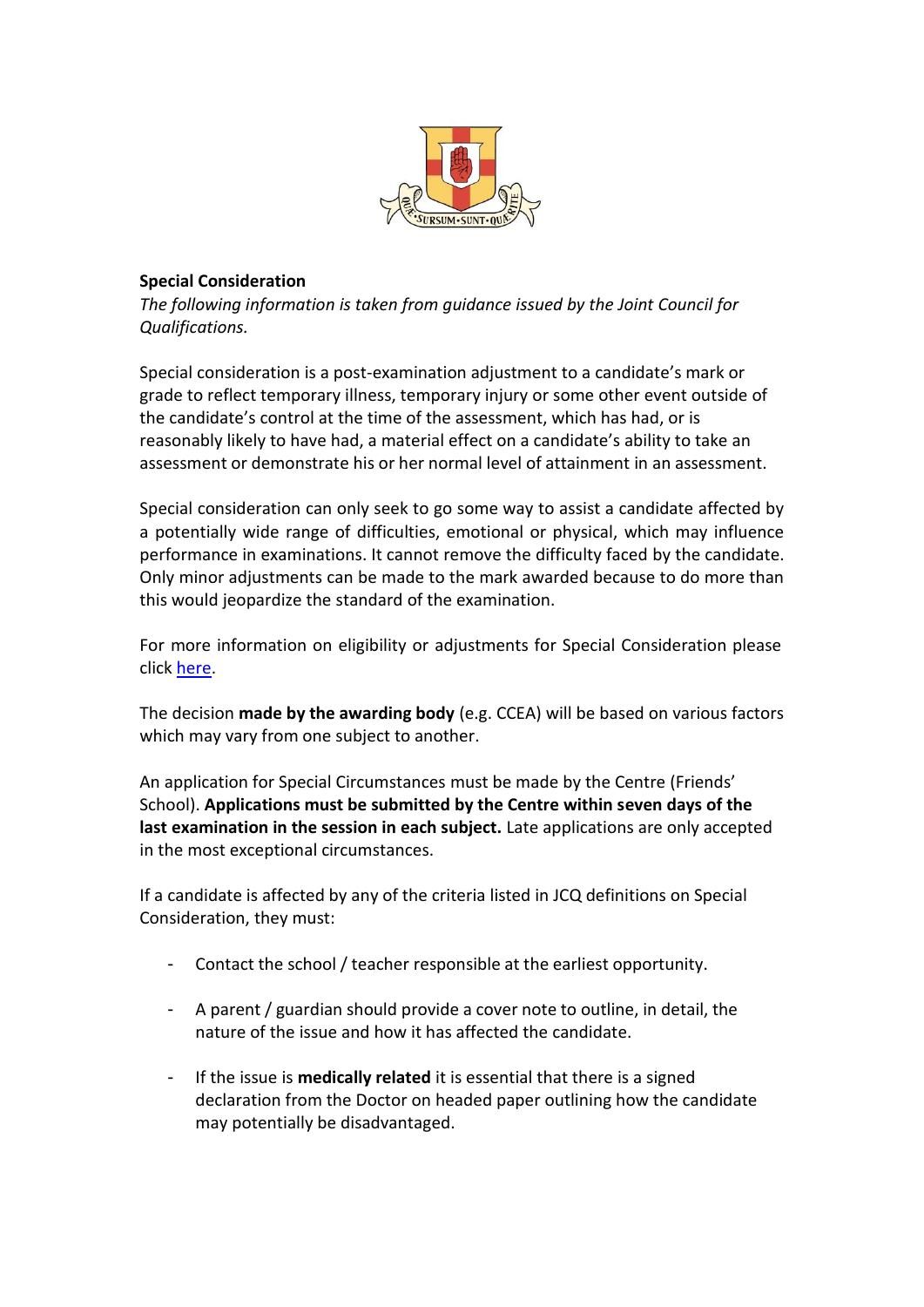**Special Consideration**

*The following information is taken from guidance issued by the Joint Council for Qualifications.*

Special consideration is a post-examination adjustment to a candidate's mark or grade to reflect temporary illness, temporary injury or some other event outside of the candidate's control at the time of the assessment, which has had, or is reasonably likely to have had, a material effect on a candidate's ability to take an assessment or demonstrate his or her normal level of attainment in an assessment.

Special consideration can only seek to go some way to assist a candidate affected by a potentially wide range of difficulties, emotional or physical, which may influence performance in examinations. It cannot remove the difficulty faced by the candidate. Only minor adjustments can be made to the mark awarded because to do more than this would jeopardize the standard of the examination.

For more information on eligibility or adjustments for Special Consideration please click here.

The decision **made by the awarding body** (e.g. CCEA) will be based on various factors which may vary from one subject to another.

An application for Special Circumstances must be made by the Centre (Friends' School). **Applications must be submitted by the Centre within seven days of the last examination in the session in each subject.** Late applications are only accepted in the most exceptional circumstances.

If a candidate is affected by any of the criteria listed in JCQ definitions on Special Consideration, they must:

- Contact the school / teacher responsible at the earliest opportunity.
- A parent / guardian should provide a cover note to outline, in detail, the nature of the issue and how it has affected the candidate.
- If the issue is **medically related** it is essential that there is a signed declaration from the Doctor on headed paper outlining how the candidate may potentially be disadvantaged.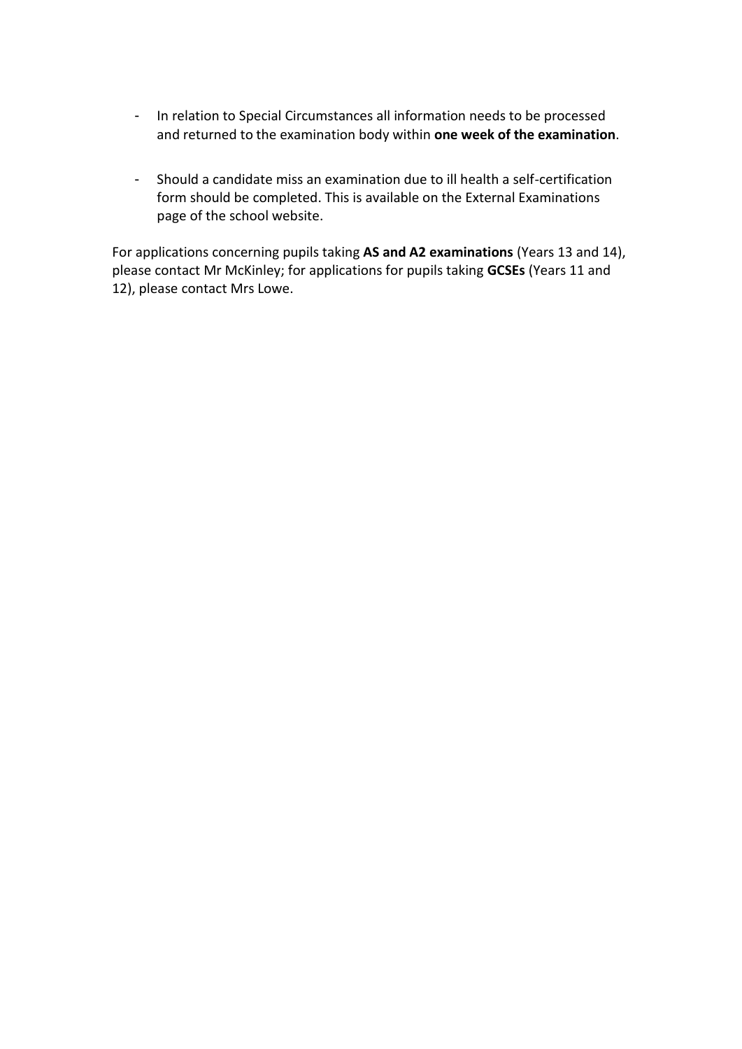- In relation to Special Circumstances all information needs to be processed and returned to the examination body within **one week of the examination**.

- Should a candidate miss an examination due to ill health a self-certification form should be completed. This is available on the External Examinations page of the school website.

For applications concerning pupils taking **AS and A2 examinations** (Years 13 and 14), please contact Mr McKinley; for applications for pupils taking **GCSEs** (Years 11 and 12), please contact Mrs Lowe.